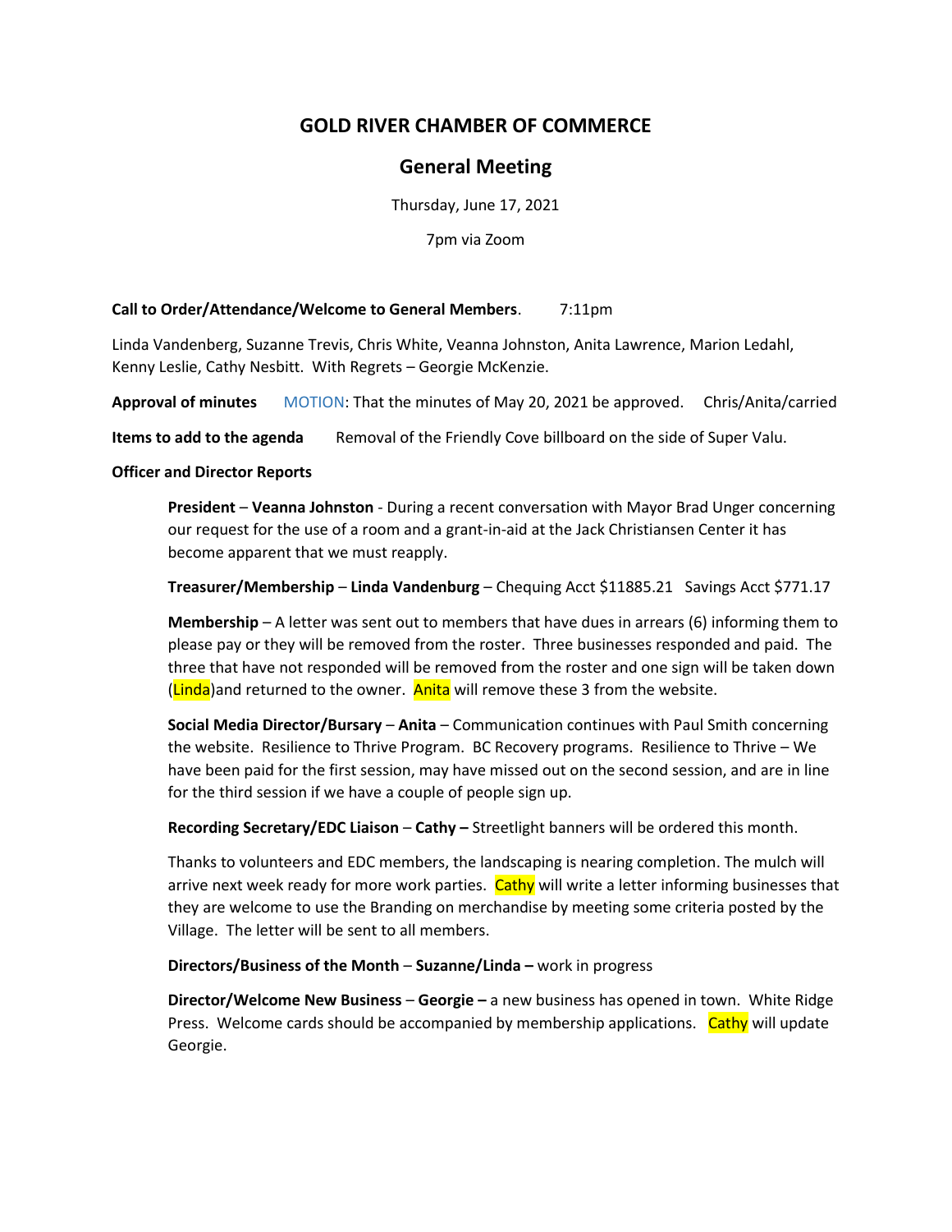# GOLD RIVER CHAMBER OF COMMERCE

## General Meeting

Thursday, June 17, 2021

7pm via Zoom

**Call to Order/Attendance/Welcome to General Members**. 7:11pm

Linda Vandenberg, Suzanne Trevis, Chris White, Veanna Johnston, Anita Lawrence, Marion Ledahl, Kenny Leslie, Cathy Nesbitt. With Regrets – Georgie McKenzie.

**Approval of minutes** MOTION: That the minutes of May 20, 2021 be approved. Chris/Anita/carried

**Items to add to the agenda** Removal of the Friendly Cove billboard on the side of Super Valu.

**Officer and Director Reports**

**President** – **Veanna Johnston** - During a recent conversation with Mayor Brad Unger concerning our request for the use of a room and a grant-in-aid at the Jack Christiansen Center it has become apparent that we must reapply.

**Treasurer/Membership** – **Linda Vandenburg** – Chequing Acct $11885.21 Savings Acct $771.17

**Membership** – A letter was sent out to members that have dues in arrears (6) informing them to please pay or they will be removed from the roster. Three businesses responded and paid. The three that have not responded will be removed from the roster and one sign will be taken down (Linda)and returned to the owner. Anita will remove these 3 from the website.

**Social Media Director/Bursary** – **Anita** – Communication continues with Paul Smith concerning the website. Resilience to Thrive Program. BC Recovery programs. Resilience to Thrive – We have been paid for the first session, may have missed out on the second session, and are in line for the third session if we have a couple of people sign up.

**Recording Secretary/EDC Liaison** – **Cathy –** Streetlight banners will be ordered this month.

Thanks to volunteers and EDC members, the landscaping is nearing completion. The mulch will arrive next week ready for more work parties. Cathy will write a letter informing businesses that they are welcome to use the Branding on merchandise by meeting some criteria posted by the Village. The letter will be sent to all members.

**Directors/Business of the Month** – **Suzanne/Linda –** work in progress

**Director/Welcome New Business** – **Georgie –** a new business has opened in town. White Ridge Press. Welcome cards should be accompanied by membership applications. Cathy will update Georgie.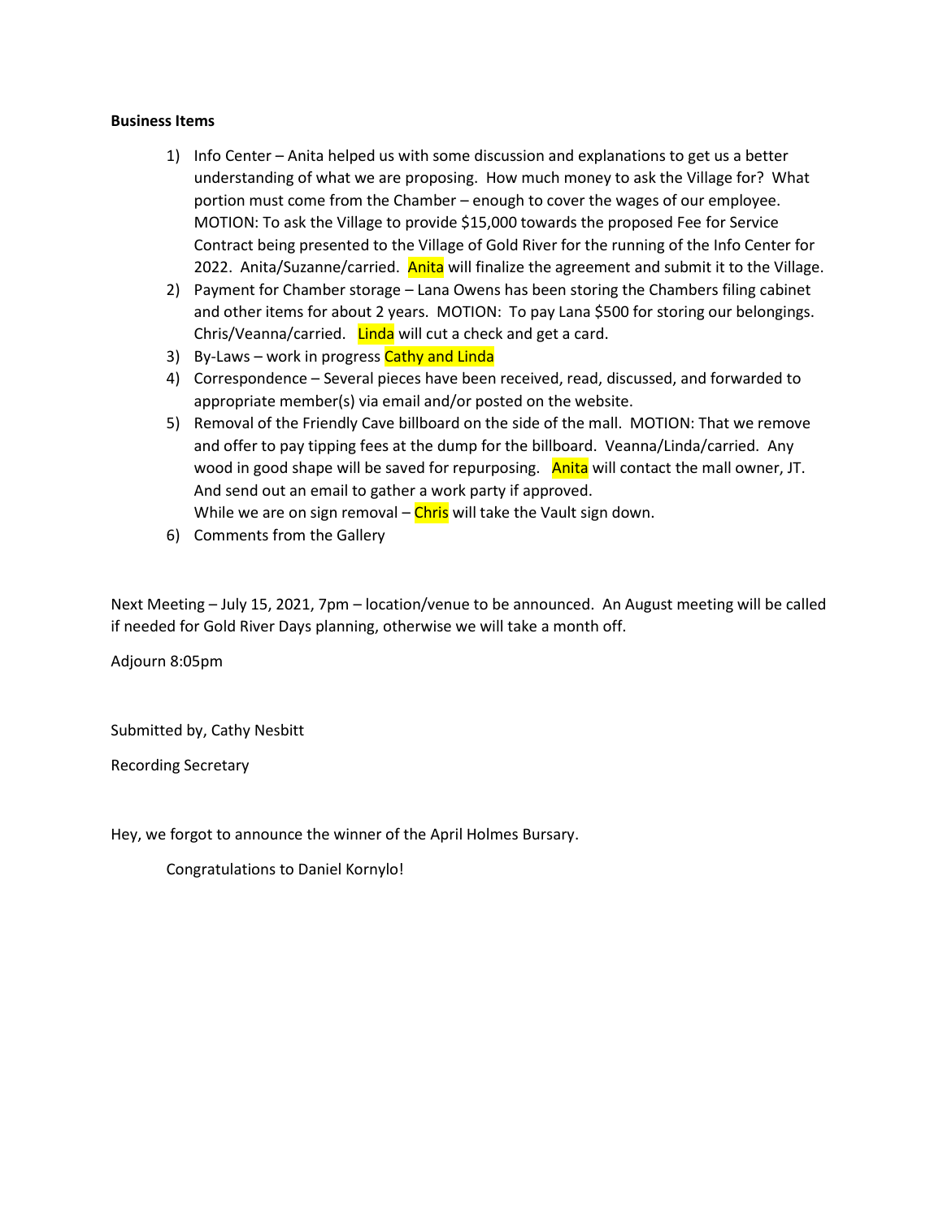**Business Items**

1) Info Center – Anita helped us with some discussion and explanations to get us a better understanding of what we are proposing. How much money to ask the Village for? What portion must come from the Chamber – enough to cover the wages of our employee. MOTION: To ask the Village to provide $15,000 towards the proposed Fee for Service Contract being presented to the Village of Gold River for the running of the Info Center for 2022. Anita/Suzanne/carried. Anita will finalize the agreement and submit it to the Village.
2) Payment for Chamber storage – Lana Owens has been storing the Chambers filing cabinet and other items for about 2 years. MOTION: To pay Lana $500 for storing our belongings. Chris/Veanna/carried. Linda will cut a check and get a card.
3) By-Laws – work in progress Cathy and Linda
4) Correspondence – Several pieces have been received, read, discussed, and forwarded to appropriate member(s) via email and/or posted on the website.
5) Removal of the Friendly Cave billboard on the side of the mall. MOTION: That we remove and offer to pay tipping fees at the dump for the billboard. Veanna/Linda/carried. Any wood in good shape will be saved for repurposing. Anita will contact the mall owner, JT. And send out an email to gather a work party if approved.
   While we are on sign removal – Chris will take the Vault sign down.
6) Comments from the Gallery

Next Meeting – July 15, 2021, 7pm – location/venue to be announced. An August meeting will be called if needed for Gold River Days planning, otherwise we will take a month off.

Adjourn 8:05pm

Submitted by, Cathy Nesbitt

Recording Secretary

Hey, we forgot to announce the winner of the April Holmes Bursary.

Congratulations to Daniel Kornylo!